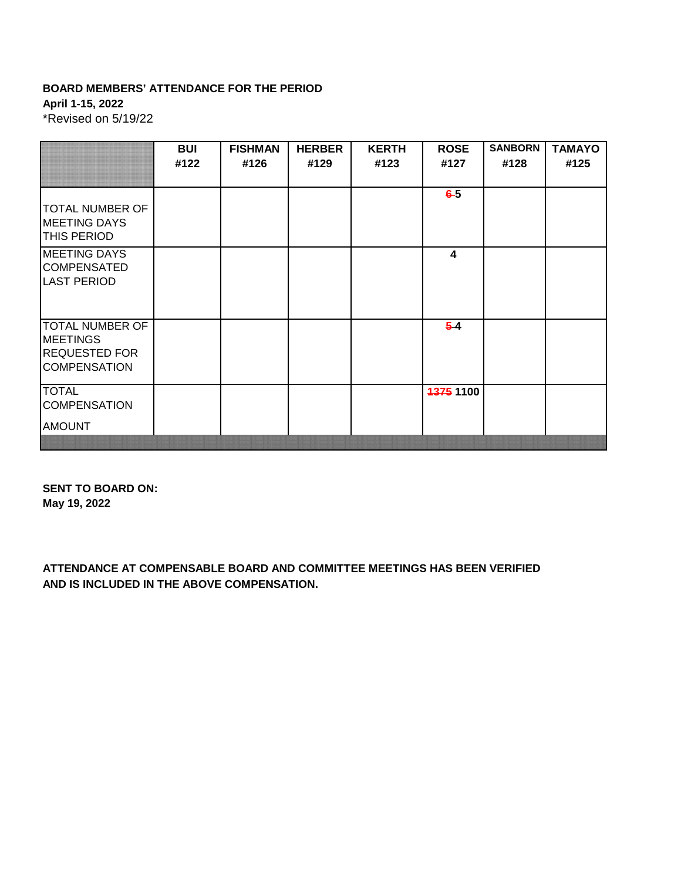**BOARD MEMBERS' ATTENDANCE FOR THE PERIOD**
**April 1-15, 2022**
*Revised on 5/19/22

| | BUI #122 | FISHMAN #126 | HERBER #129 | KERTH #123 | ROSE #127 | SANBORN #128 | TAMAYO #125 |
|---|---|---|---|---|---|---|---|
| TOTAL NUMBER OF MEETING DAYS THIS PERIOD | | | | | ~~6~~ 5 | | |
| MEETING DAYS COMPENSATED LAST PERIOD | | | | | 4 | | |
| TOTAL NUMBER OF MEETINGS REQUESTED FOR COMPENSATION | | | | | ~~5~~ 4 | | |
| TOTAL COMPENSATION AMOUNT | | | | | ~~1375~~ 1100 | | |

**SENT TO BOARD ON:**
**May 19, 2022**

**ATTENDANCE AT COMPENSABLE BOARD AND COMMITTEE MEETINGS HAS BEEN VERIFIED AND IS INCLUDED IN THE ABOVE COMPENSATION.**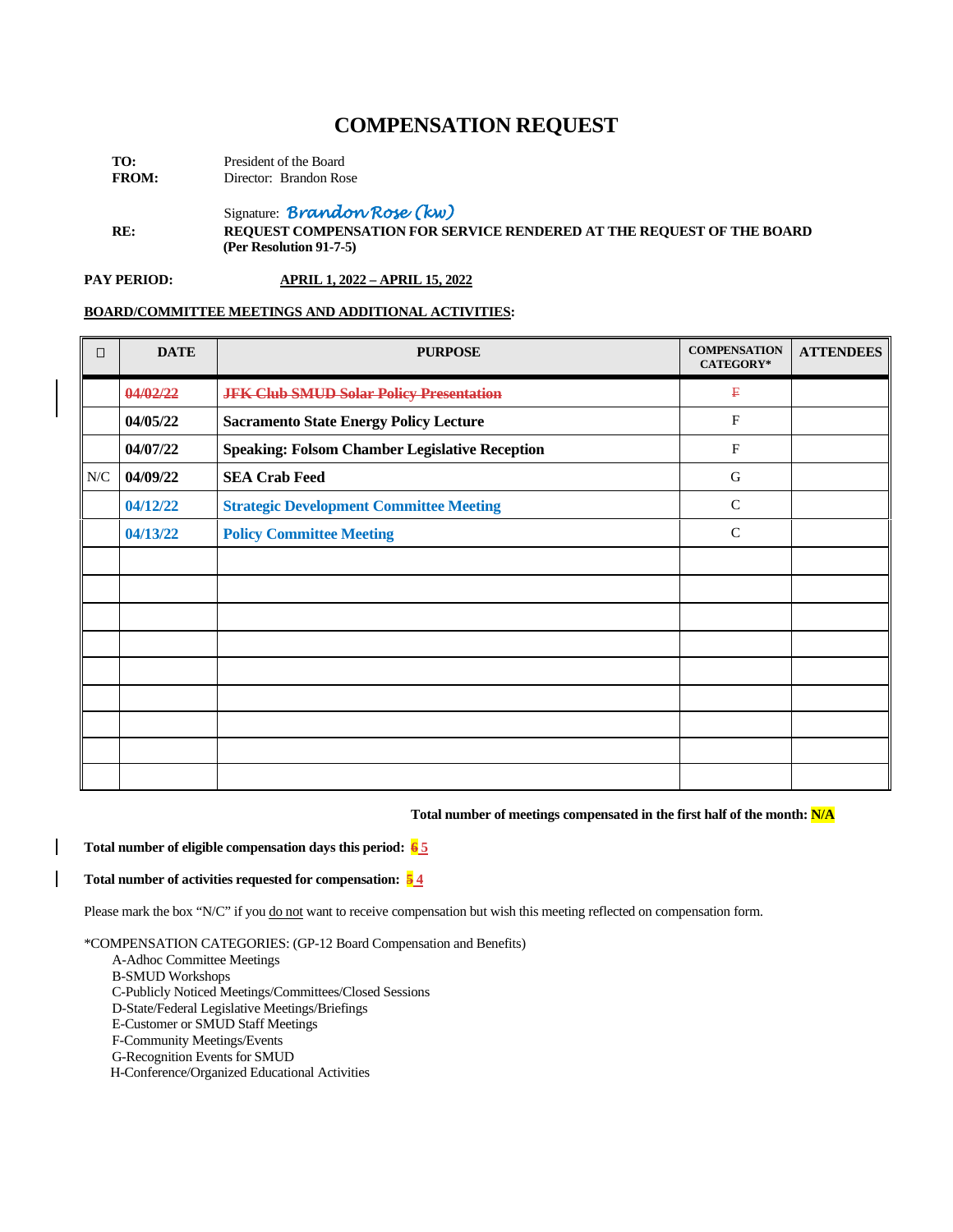# COMPENSATION REQUEST

**TO:** President of the Board
**FROM:** Director: Brandon Rose

Signature: *Brandon Rose (kw)*

**RE:** **REQUEST COMPENSATION FOR SERVICE RENDERED AT THE REQUEST OF THE BOARD (Per Resolution 91-7-5)**

**PAY PERIOD:** **APRIL 1, 2022 – APRIL 15, 2022**

**BOARD/COMMITTEE MEETINGS AND ADDITIONAL ACTIVITIES:**

| ☐ | DATE | PURPOSE | COMPENSATION CATEGORY* | ATTENDEES |
|---|---|---|---|---|
| | ~~04/02/22~~ | ~~JFK Club SMUD Solar Policy Presentation~~ | ~~F~~ | |
| | 04/05/22 | Sacramento State Energy Policy Lecture | F | |
| | 04/07/22 | Speaking: Folsom Chamber Legislative Reception | F | |
| N/C | 04/09/22 | SEA Crab Feed | G | |
| | 04/12/22 | Strategic Development Committee Meeting | C | |
| | 04/13/22 | Policy Committee Meeting | C | |
| | | | | |
| | | | | |
| | | | | |
| | | | | |
| | | | | |
| | | | | |
| | | | | |
| | | | | |
| | | | | |

**Total number of meetings compensated in the first half of the month: N/A**

**Total number of eligible compensation days this period: ~~6~~ 5**

**Total number of activities requested for compensation: ~~5~~ 4**

Please mark the box "N/C" if you do not want to receive compensation but wish this meeting reflected on compensation form.

*COMPENSATION CATEGORIES: (GP-12 Board Compensation and Benefits)
- A-Adhoc Committee Meetings
- B-SMUD Workshops
- C-Publicly Noticed Meetings/Committees/Closed Sessions
- D-State/Federal Legislative Meetings/Briefings
- E-Customer or SMUD Staff Meetings
- F-Community Meetings/Events
- G-Recognition Events for SMUD
- H-Conference/Organized Educational Activities